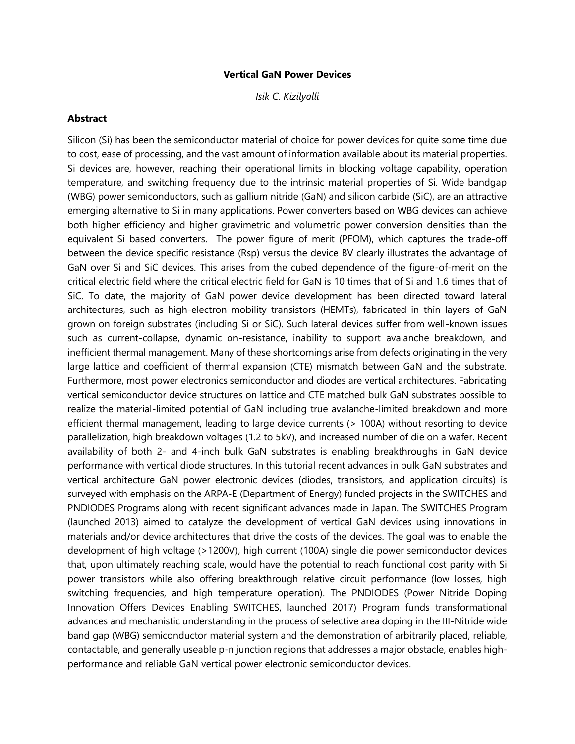# Vertical GaN Power Devices

*Isik C. Kizilyalli*

## Abstract

Silicon (Si) has been the semiconductor material of choice for power devices for quite some time due to cost, ease of processing, and the vast amount of information available about its material properties. Si devices are, however, reaching their operational limits in blocking voltage capability, operation temperature, and switching frequency due to the intrinsic material properties of Si. Wide bandgap (WBG) power semiconductors, such as gallium nitride (GaN) and silicon carbide (SiC), are an attractive emerging alternative to Si in many applications. Power converters based on WBG devices can achieve both higher efficiency and higher gravimetric and volumetric power conversion densities than the equivalent Si based converters. The power figure of merit (PFOM), which captures the trade-off between the device specific resistance (Rsp) versus the device BV clearly illustrates the advantage of GaN over Si and SiC devices. This arises from the cubed dependence of the figure-of-merit on the critical electric field where the critical electric field for GaN is 10 times that of Si and 1.6 times that of SiC. To date, the majority of GaN power device development has been directed toward lateral architectures, such as high-electron mobility transistors (HEMTs), fabricated in thin layers of GaN grown on foreign substrates (including Si or SiC). Such lateral devices suffer from well-known issues such as current-collapse, dynamic on-resistance, inability to support avalanche breakdown, and inefficient thermal management. Many of these shortcomings arise from defects originating in the very large lattice and coefficient of thermal expansion (CTE) mismatch between GaN and the substrate. Furthermore, most power electronics semiconductor and diodes are vertical architectures. Fabricating vertical semiconductor device structures on lattice and CTE matched bulk GaN substrates possible to realize the material-limited potential of GaN including true avalanche-limited breakdown and more efficient thermal management, leading to large device currents (> 100A) without resorting to device parallelization, high breakdown voltages (1.2 to 5kV), and increased number of die on a wafer. Recent availability of both 2- and 4-inch bulk GaN substrates is enabling breakthroughs in GaN device performance with vertical diode structures. In this tutorial recent advances in bulk GaN substrates and vertical architecture GaN power electronic devices (diodes, transistors, and application circuits) is surveyed with emphasis on the ARPA-E (Department of Energy) funded projects in the SWITCHES and PNDIODES Programs along with recent significant advances made in Japan. The SWITCHES Program (launched 2013) aimed to catalyze the development of vertical GaN devices using innovations in materials and/or device architectures that drive the costs of the devices. The goal was to enable the development of high voltage (>1200V), high current (100A) single die power semiconductor devices that, upon ultimately reaching scale, would have the potential to reach functional cost parity with Si power transistors while also offering breakthrough relative circuit performance (low losses, high switching frequencies, and high temperature operation). The PNDIODES (Power Nitride Doping Innovation Offers Devices Enabling SWITCHES, launched 2017) Program funds transformational advances and mechanistic understanding in the process of selective area doping in the III-Nitride wide band gap (WBG) semiconductor material system and the demonstration of arbitrarily placed, reliable, contactable, and generally useable p-n junction regions that addresses a major obstacle, enables high-performance and reliable GaN vertical power electronic semiconductor devices.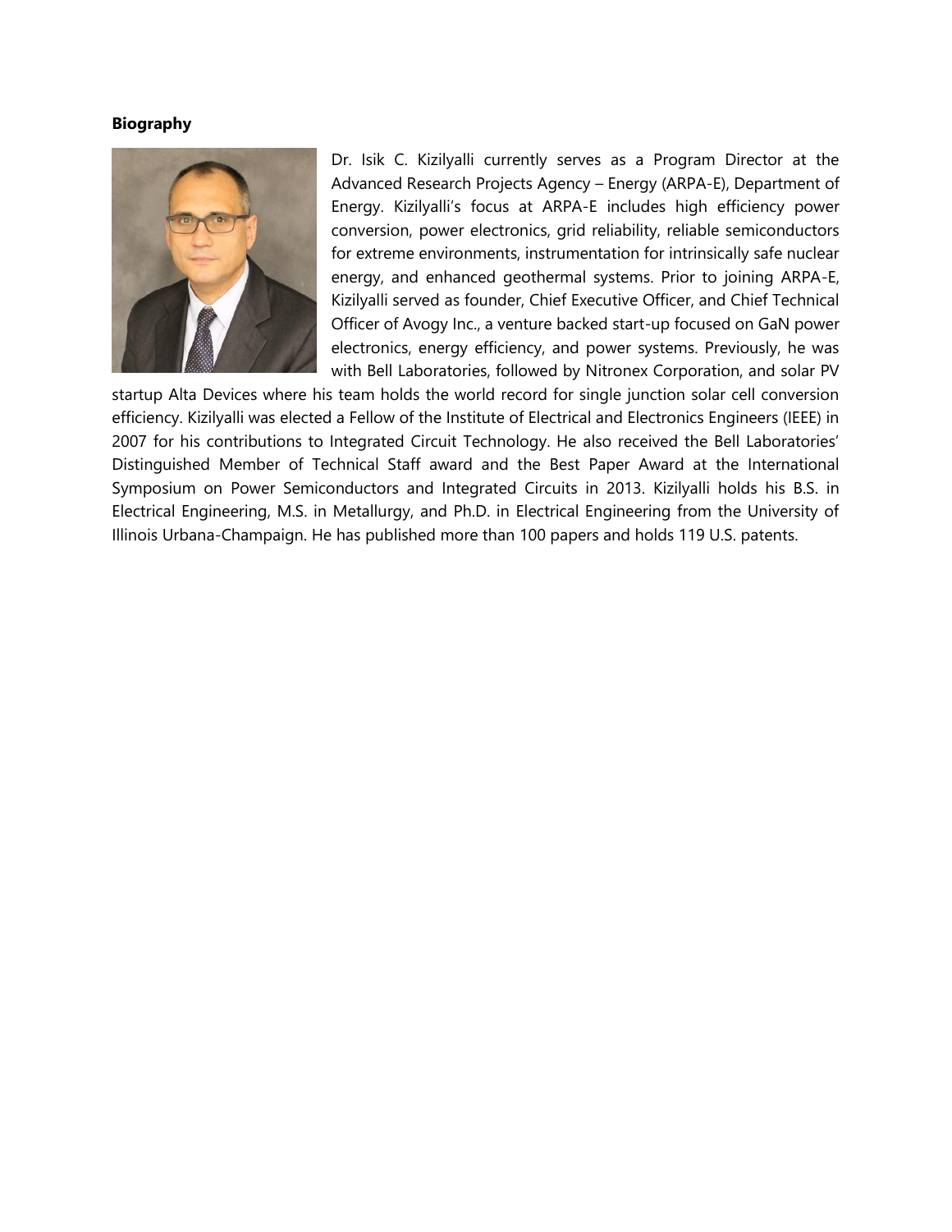**Biography**

Dr. Isik C. Kizilyalli currently serves as a Program Director at the Advanced Research Projects Agency – Energy (ARPA-E), Department of Energy. Kizilyalli's focus at ARPA-E includes high efficiency power conversion, power electronics, grid reliability, reliable semiconductors for extreme environments, instrumentation for intrinsically safe nuclear energy, and enhanced geothermal systems. Prior to joining ARPA-E, Kizilyalli served as founder, Chief Executive Officer, and Chief Technical Officer of Avogy Inc., a venture backed start-up focused on GaN power electronics, energy efficiency, and power systems. Previously, he was with Bell Laboratories, followed by Nitronex Corporation, and solar PV startup Alta Devices where his team holds the world record for single junction solar cell conversion efficiency. Kizilyalli was elected a Fellow of the Institute of Electrical and Electronics Engineers (IEEE) in 2007 for his contributions to Integrated Circuit Technology. He also received the Bell Laboratories' Distinguished Member of Technical Staff award and the Best Paper Award at the International Symposium on Power Semiconductors and Integrated Circuits in 2013. Kizilyalli holds his B.S. in Electrical Engineering, M.S. in Metallurgy, and Ph.D. in Electrical Engineering from the University of Illinois Urbana-Champaign. He has published more than 100 papers and holds 119 U.S. patents.